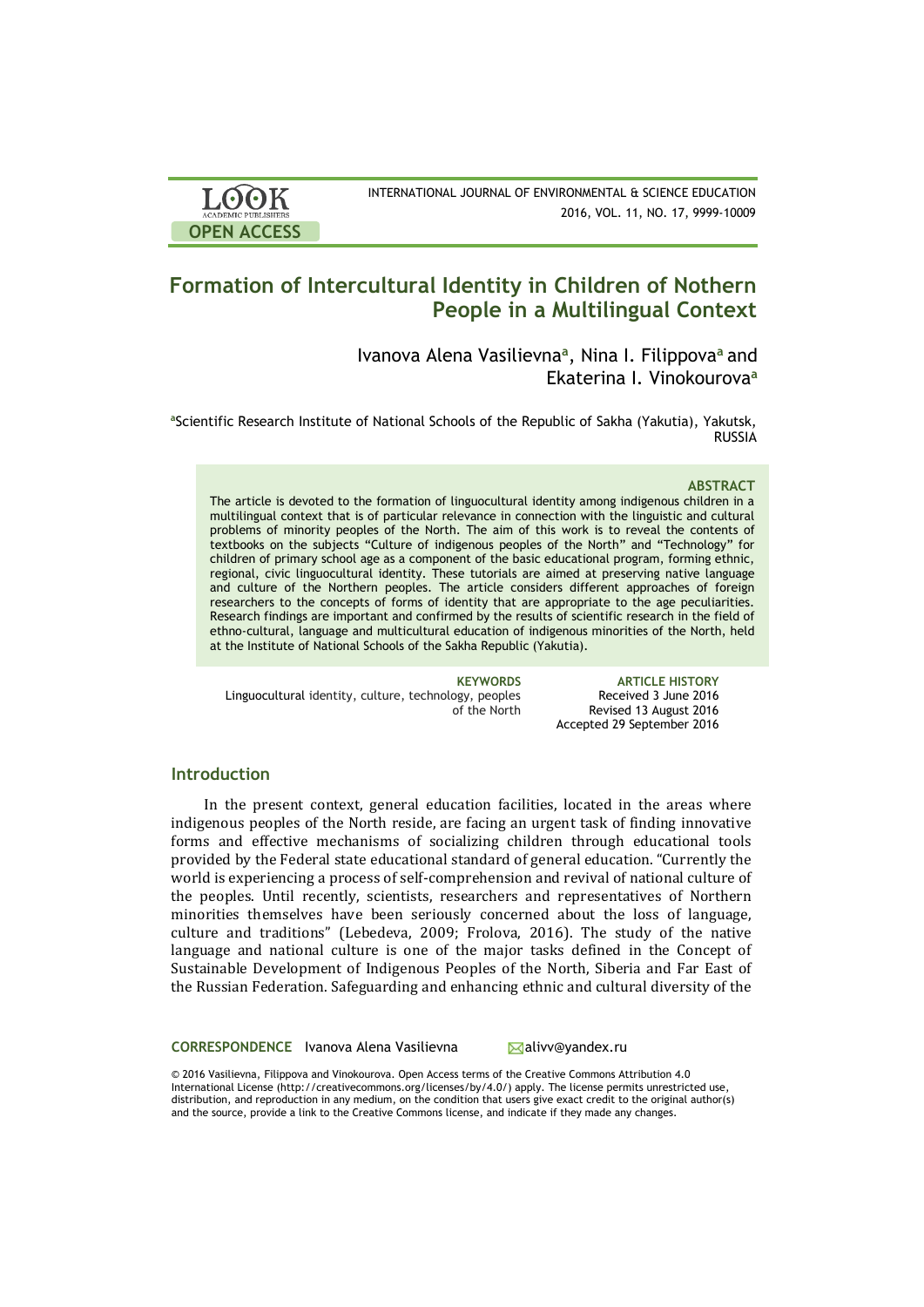# Formation of Intercultural Identity in Children of Nothern People in a Multilingual Context

Ivanova Alena Vasilievna[a], Nina I. Filippova[a] and Ekaterina I. Vinokourova[a]

[a]Scientific Research Institute of National Schools of the Republic of Sakha (Yakutia), Yakutsk, RUSSIA

### ABSTRACT

The article is devoted to the formation of linguocultural identity among indigenous children in a multilingual context that is of particular relevance in connection with the linguistic and cultural problems of minority peoples of the North. The aim of this work is to reveal the contents of textbooks on the subjects "Culture of indigenous peoples of the North" and "Technology" for children of primary school age as a component of the basic educational program, forming ethnic, regional, civic linguocultural identity. These tutorials are aimed at preserving native language and culture of the Northern peoples. The article considers different approaches of foreign researchers to the concepts of forms of identity that are appropriate to the age peculiarities. Research findings are important and confirmed by the results of scientific research in the field of ethno-cultural, language and multicultural education of indigenous minorities of the North, held at the Institute of National Schools of the Sakha Republic (Yakutia).

**KEYWORDS**
Linguocultural identity, culture, technology, peoples of the North

**ARTICLE HISTORY**
Received 3 June 2016
Revised 13 August 2016
Accepted 29 September 2016

## Introduction

In the present context, general education facilities, located in the areas where indigenous peoples of the North reside, are facing an urgent task of finding innovative forms and effective mechanisms of socializing children through educational tools provided by the Federal state educational standard of general education. "Currently the world is experiencing a process of self-comprehension and revival of national culture of the peoples. Until recently, scientists, researchers and representatives of Northern minorities themselves have been seriously concerned about the loss of language, culture and traditions" (Lebedeva, 2009; Frolova, 2016). The study of the native language and national culture is one of the major tasks defined in the Concept of Sustainable Development of Indigenous Peoples of the North, Siberia and Far East of the Russian Federation. Safeguarding and enhancing ethnic and cultural diversity of the

**CORRESPONDENCE** Ivanova Alena Vasilievna alivv@yandex.ru

© 2016 Vasilievna, Filippova and Vinokourova. Open Access terms of the Creative Commons Attribution 4.0 International License (http://creativecommons.org/licenses/by/4.0/) apply. The license permits unrestricted use, distribution, and reproduction in any medium, on the condition that users give exact credit to the original author(s) and the source, provide a link to the Creative Commons license, and indicate if they made any changes.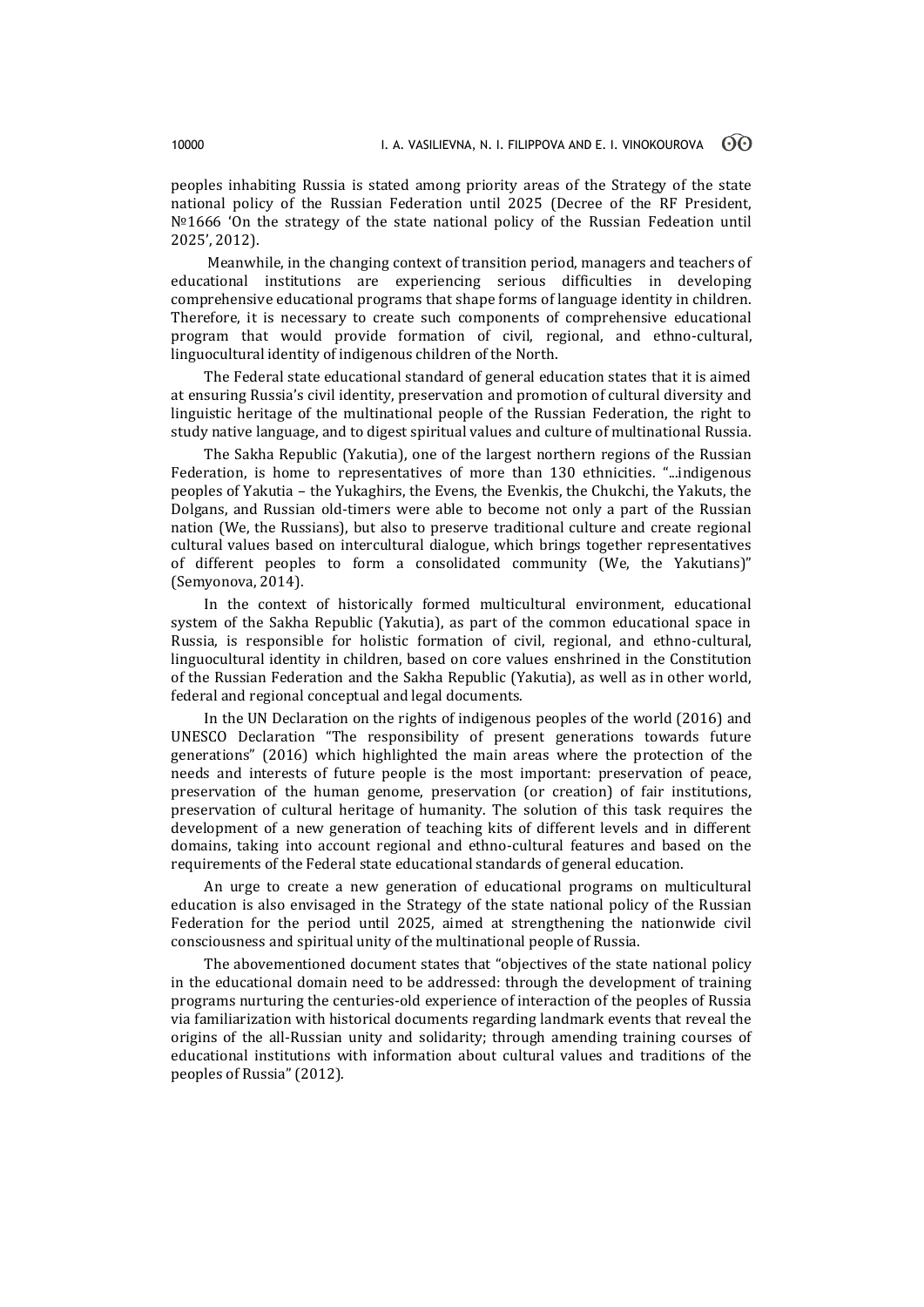peoples inhabiting Russia is stated among priority areas of the Strategy of the state national policy of the Russian Federation until 2025 (Decree of the RF President, №1666 'On the strategy of the state national policy of the Russian Fedeation until 2025', 2012).

Meanwhile, in the changing context of transition period, managers and teachers of educational institutions are experiencing serious difficulties in developing comprehensive educational programs that shape forms of language identity in children. Therefore, it is necessary to create such components of comprehensive educational program that would provide formation of civil, regional, and ethno-cultural, linguocultural identity of indigenous children of the North.

The Federal state educational standard of general education states that it is aimed at ensuring Russia's civil identity, preservation and promotion of cultural diversity and linguistic heritage of the multinational people of the Russian Federation, the right to study native language, and to digest spiritual values and culture of multinational Russia.

The Sakha Republic (Yakutia), one of the largest northern regions of the Russian Federation, is home to representatives of more than 130 ethnicities. "...indigenous peoples of Yakutia – the Yukaghirs, the Evens, the Evenkis, the Chukchi, the Yakuts, the Dolgans, and Russian old-timers were able to become not only a part of the Russian nation (We, the Russians), but also to preserve traditional culture and create regional cultural values based on intercultural dialogue, which brings together representatives of different peoples to form a consolidated community (We, the Yakutians)" (Semyonova, 2014).

In the context of historically formed multicultural environment, educational system of the Sakha Republic (Yakutia), as part of the common educational space in Russia, is responsible for holistic formation of civil, regional, and ethno-cultural, linguocultural identity in children, based on core values enshrined in the Constitution of the Russian Federation and the Sakha Republic (Yakutia), as well as in other world, federal and regional conceptual and legal documents.

In the UN Declaration on the rights of indigenous peoples of the world (2016) and UNESCO Declaration "The responsibility of present generations towards future generations" (2016) which highlighted the main areas where the protection of the needs and interests of future people is the most important: preservation of peace, preservation of the human genome, preservation (or creation) of fair institutions, preservation of cultural heritage of humanity. The solution of this task requires the development of a new generation of teaching kits of different levels and in different domains, taking into account regional and ethno-cultural features and based on the requirements of the Federal state educational standards of general education.

An urge to create a new generation of educational programs on multicultural education is also envisaged in the Strategy of the state national policy of the Russian Federation for the period until 2025, aimed at strengthening the nationwide civil consciousness and spiritual unity of the multinational people of Russia.

The abovementioned document states that "objectives of the state national policy in the educational domain need to be addressed: through the development of training programs nurturing the centuries-old experience of interaction of the peoples of Russia via familiarization with historical documents regarding landmark events that reveal the origins of the all-Russian unity and solidarity; through amending training courses of educational institutions with information about cultural values and traditions of the peoples of Russia" (2012).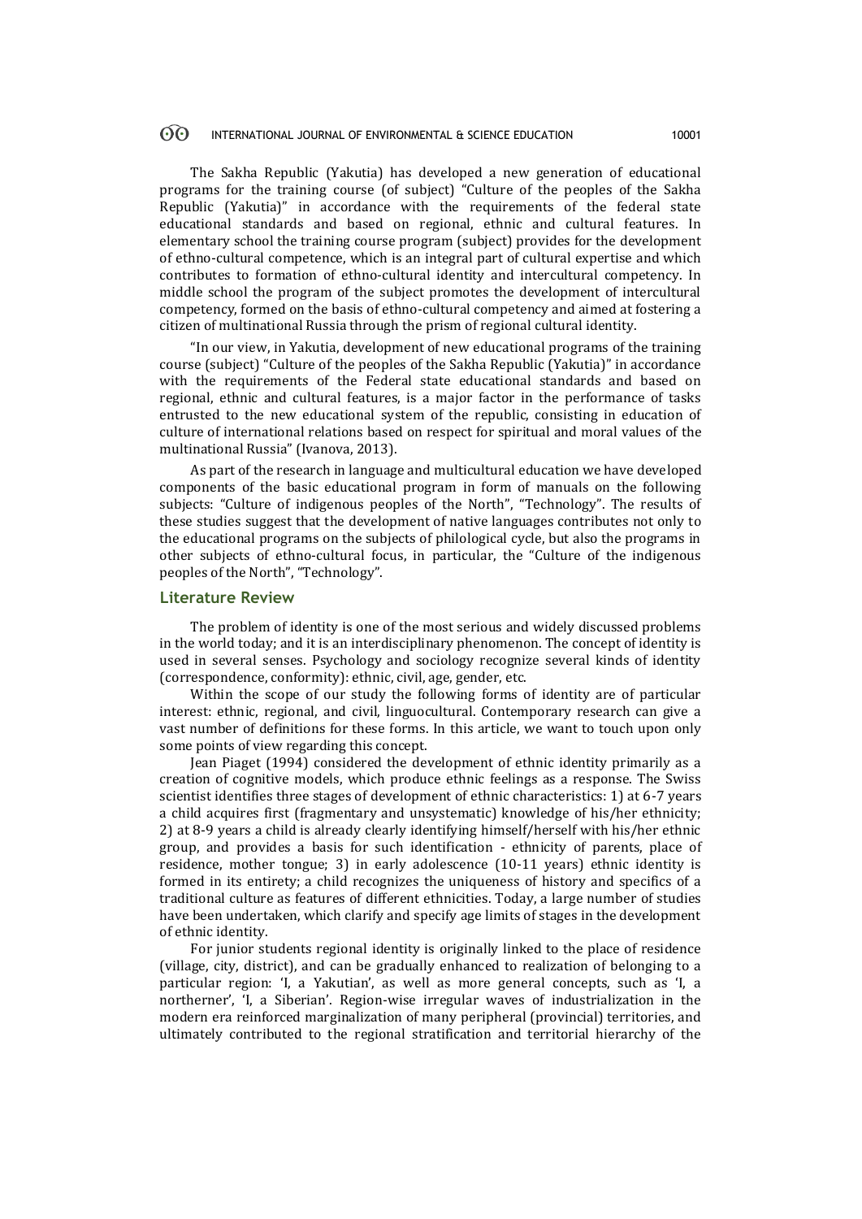The Sakha Republic (Yakutia) has developed a new generation of educational programs for the training course (of subject) "Culture of the peoples of the Sakha Republic (Yakutia)" in accordance with the requirements of the federal state educational standards and based on regional, ethnic and cultural features. In elementary school the training course program (subject) provides for the development of ethno-cultural competence, which is an integral part of cultural expertise and which contributes to formation of ethno-cultural identity and intercultural competency. In middle school the program of the subject promotes the development of intercultural competency, formed on the basis of ethno-cultural competency and aimed at fostering a citizen of multinational Russia through the prism of regional cultural identity.

"In our view, in Yakutia, development of new educational programs of the training course (subject) "Culture of the peoples of the Sakha Republic (Yakutia)" in accordance with the requirements of the Federal state educational standards and based on regional, ethnic and cultural features, is a major factor in the performance of tasks entrusted to the new educational system of the republic, consisting in education of culture of international relations based on respect for spiritual and moral values of the multinational Russia" (Ivanova, 2013).

As part of the research in language and multicultural education we have developed components of the basic educational program in form of manuals on the following subjects: "Culture of indigenous peoples of the North", "Technology". The results of these studies suggest that the development of native languages contributes not only to the educational programs on the subjects of philological cycle, but also the programs in other subjects of ethno-cultural focus, in particular, the "Culture of the indigenous peoples of the North", "Technology".

## Literature Review

The problem of identity is one of the most serious and widely discussed problems in the world today; and it is an interdisciplinary phenomenon. The concept of identity is used in several senses. Psychology and sociology recognize several kinds of identity (correspondence, conformity): ethnic, civil, age, gender, etc.

Within the scope of our study the following forms of identity are of particular interest: ethnic, regional, and civil, linguocultural. Contemporary research can give a vast number of definitions for these forms. In this article, we want to touch upon only some points of view regarding this concept.

Jean Piaget (1994) considered the development of ethnic identity primarily as a creation of cognitive models, which produce ethnic feelings as a response. The Swiss scientist identifies three stages of development of ethnic characteristics: 1) at 6-7 years a child acquires first (fragmentary and unsystematic) knowledge of his/her ethnicity; 2) at 8-9 years a child is already clearly identifying himself/herself with his/her ethnic group, and provides a basis for such identification - ethnicity of parents, place of residence, mother tongue; 3) in early adolescence (10-11 years) ethnic identity is formed in its entirety; a child recognizes the uniqueness of history and specifics of a traditional culture as features of different ethnicities. Today, a large number of studies have been undertaken, which clarify and specify age limits of stages in the development of ethnic identity.

For junior students regional identity is originally linked to the place of residence (village, city, district), and can be gradually enhanced to realization of belonging to a particular region: 'I, a Yakutian', as well as more general concepts, such as 'I, a northerner', 'I, a Siberian'. Region-wise irregular waves of industrialization in the modern era reinforced marginalization of many peripheral (provincial) territories, and ultimately contributed to the regional stratification and territorial hierarchy of the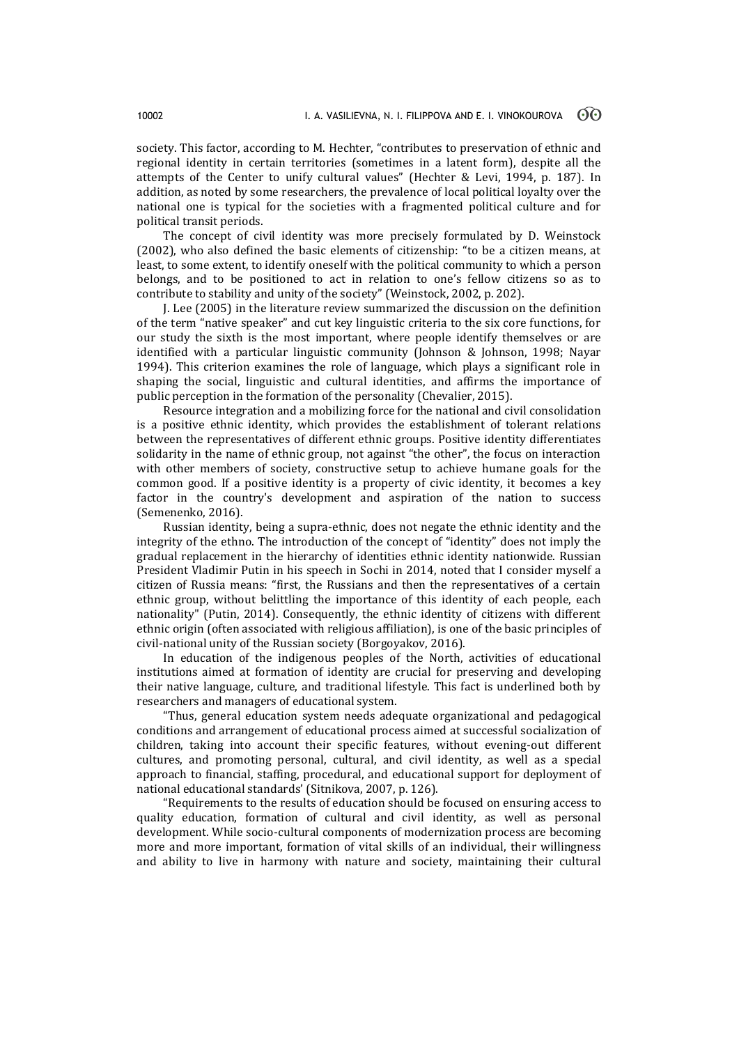society. This factor, according to M. Hechter, "contributes to preservation of ethnic and regional identity in certain territories (sometimes in a latent form), despite all the attempts of the Center to unify cultural values" (Hechter & Levi, 1994, p. 187). In addition, as noted by some researchers, the prevalence of local political loyalty over the national one is typical for the societies with a fragmented political culture and for political transit periods.

The concept of civil identity was more precisely formulated by D. Weinstock (2002), who also defined the basic elements of citizenship: "to be a citizen means, at least, to some extent, to identify oneself with the political community to which a person belongs, and to be positioned to act in relation to one's fellow citizens so as to contribute to stability and unity of the society" (Weinstock, 2002, p. 202).

J. Lee (2005) in the literature review summarized the discussion on the definition of the term "native speaker" and cut key linguistic criteria to the six core functions, for our study the sixth is the most important, where people identify themselves or are identified with a particular linguistic community (Johnson & Johnson, 1998; Nayar 1994). This criterion examines the role of language, which plays a significant role in shaping the social, linguistic and cultural identities, and affirms the importance of public perception in the formation of the personality (Chevalier, 2015).

Resource integration and a mobilizing force for the national and civil consolidation is a positive ethnic identity, which provides the establishment of tolerant relations between the representatives of different ethnic groups. Positive identity differentiates solidarity in the name of ethnic group, not against "the other", the focus on interaction with other members of society, constructive setup to achieve humane goals for the common good. If a positive identity is a property of civic identity, it becomes a key factor in the country's development and aspiration of the nation to success (Semenenko, 2016).

Russian identity, being a supra-ethnic, does not negate the ethnic identity and the integrity of the ethno. The introduction of the concept of "identity" does not imply the gradual replacement in the hierarchy of identities ethnic identity nationwide. Russian President Vladimir Putin in his speech in Sochi in 2014, noted that I consider myself a citizen of Russia means: "first, the Russians and then the representatives of a certain ethnic group, without belittling the importance of this identity of each people, each nationality" (Putin, 2014). Consequently, the ethnic identity of citizens with different ethnic origin (often associated with religious affiliation), is one of the basic principles of civil-national unity of the Russian society (Borgoyakov, 2016).

In education of the indigenous peoples of the North, activities of educational institutions aimed at formation of identity are crucial for preserving and developing their native language, culture, and traditional lifestyle. This fact is underlined both by researchers and managers of educational system.

"Thus, general education system needs adequate organizational and pedagogical conditions and arrangement of educational process aimed at successful socialization of children, taking into account their specific features, without evening-out different cultures, and promoting personal, cultural, and civil identity, as well as a special approach to financial, staffing, procedural, and educational support for deployment of national educational standards' (Sitnikova, 2007, p. 126).

"Requirements to the results of education should be focused on ensuring access to quality education, formation of cultural and civil identity, as well as personal development. While socio-cultural components of modernization process are becoming more and more important, formation of vital skills of an individual, their willingness and ability to live in harmony with nature and society, maintaining their cultural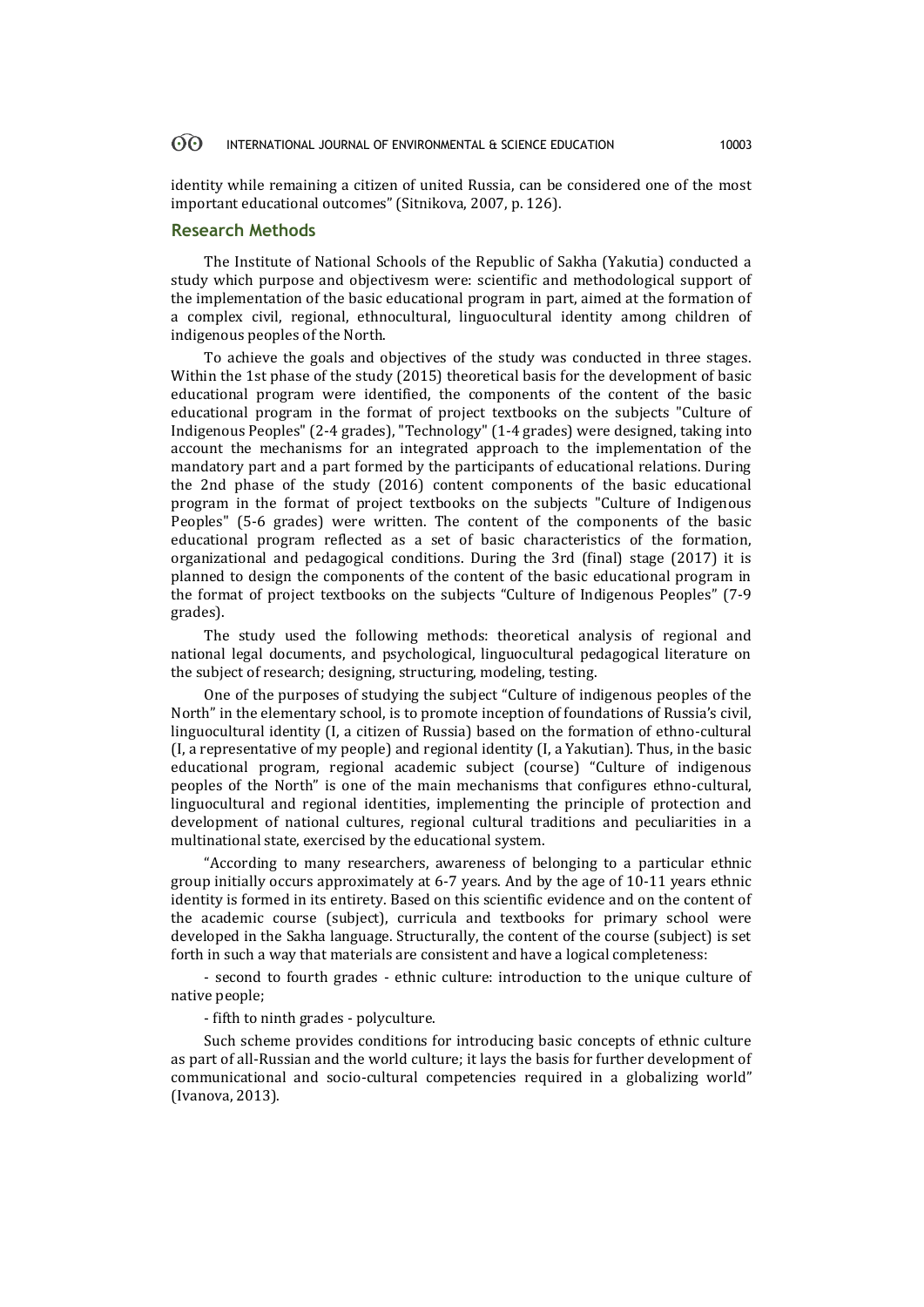identity while remaining a citizen of united Russia, can be considered one of the most important educational outcomes" (Sitnikova, 2007, p. 126).

## Research Methods

The Institute of National Schools of the Republic of Sakha (Yakutia) conducted a study which purpose and objectivesm were: scientific and methodological support of the implementation of the basic educational program in part, aimed at the formation of a complex civil, regional, ethnocultural, linguocultural identity among children of indigenous peoples of the North.

To achieve the goals and objectives of the study was conducted in three stages. Within the 1st phase of the study (2015) theoretical basis for the development of basic educational program were identified, the components of the content of the basic educational program in the format of project textbooks on the subjects "Culture of Indigenous Peoples" (2-4 grades), "Technology" (1-4 grades) were designed, taking into account the mechanisms for an integrated approach to the implementation of the mandatory part and a part formed by the participants of educational relations. During the 2nd phase of the study (2016) content components of the basic educational program in the format of project textbooks on the subjects "Culture of Indigenous Peoples" (5-6 grades) were written. The content of the components of the basic educational program reflected as a set of basic characteristics of the formation, organizational and pedagogical conditions. During the 3rd (final) stage (2017) it is planned to design the components of the content of the basic educational program in the format of project textbooks on the subjects "Culture of Indigenous Peoples" (7-9 grades).

The study used the following methods: theoretical analysis of regional and national legal documents, and psychological, linguocultural pedagogical literature on the subject of research; designing, structuring, modeling, testing.

One of the purposes of studying the subject "Culture of indigenous peoples of the North" in the elementary school, is to promote inception of foundations of Russia's civil, linguocultural identity (I, a citizen of Russia) based on the formation of ethno-cultural (I, a representative of my people) and regional identity (I, a Yakutian). Thus, in the basic educational program, regional academic subject (course) "Culture of indigenous peoples of the North" is one of the main mechanisms that configures ethno-cultural, linguocultural and regional identities, implementing the principle of protection and development of national cultures, regional cultural traditions and peculiarities in a multinational state, exercised by the educational system.

"According to many researchers, awareness of belonging to a particular ethnic group initially occurs approximately at 6-7 years. And by the age of 10-11 years ethnic identity is formed in its entirety. Based on this scientific evidence and on the content of the academic course (subject), curricula and textbooks for primary school were developed in the Sakha language. Structurally, the content of the course (subject) is set forth in such a way that materials are consistent and have a logical completeness:

- second to fourth grades - ethnic culture: introduction to the unique culture of native people;

- fifth to ninth grades - polyculture.

Such scheme provides conditions for introducing basic concepts of ethnic culture as part of all-Russian and the world culture; it lays the basis for further development of communicational and socio-cultural competencies required in a globalizing world" (Ivanova, 2013).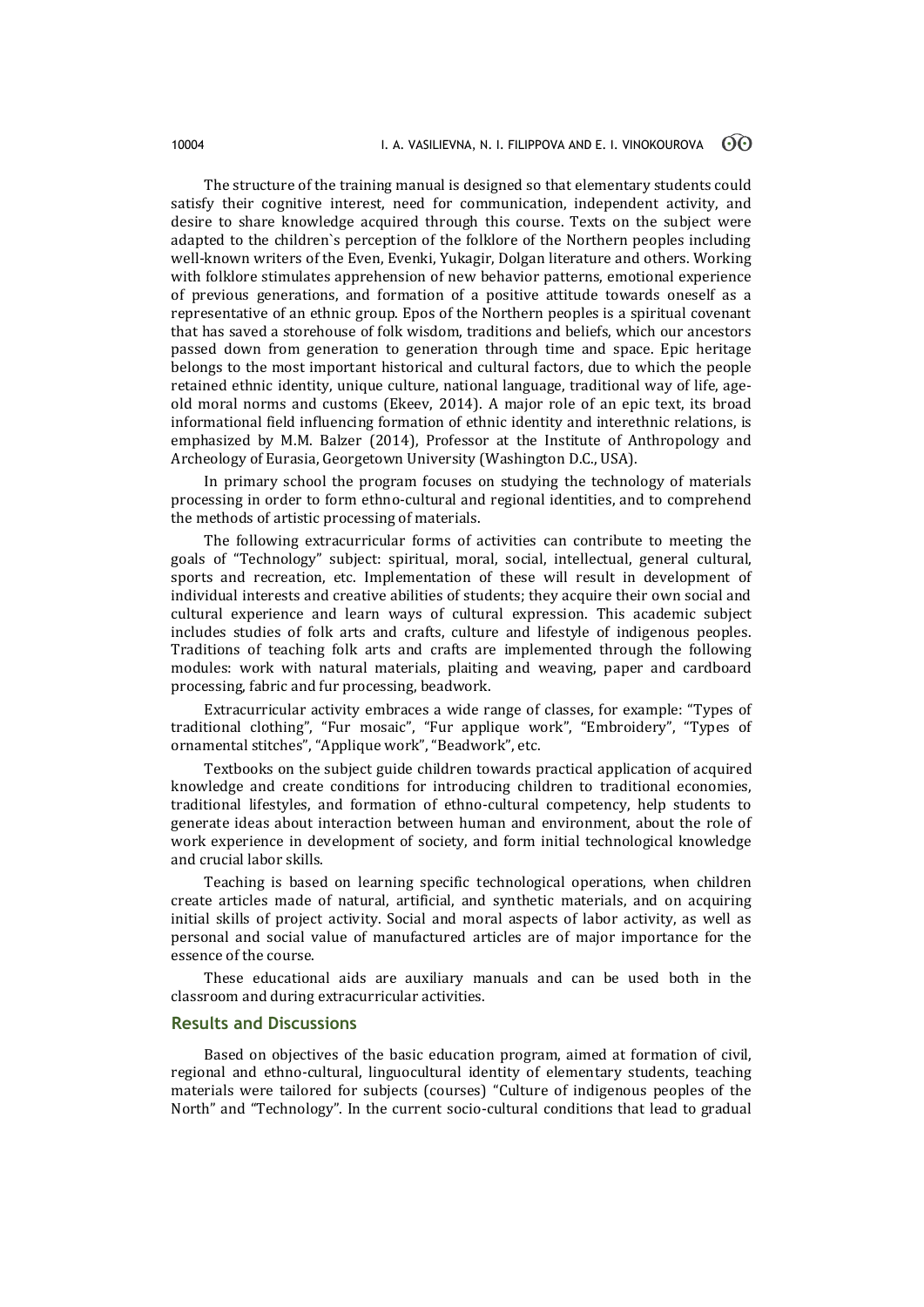The structure of the training manual is designed so that elementary students could satisfy their cognitive interest, need for communication, independent activity, and desire to share knowledge acquired through this course. Texts on the subject were adapted to the children`s perception of the folklore of the Northern peoples including well-known writers of the Even, Evenki, Yukagir, Dolgan literature and others. Working with folklore stimulates apprehension of new behavior patterns, emotional experience of previous generations, and formation of a positive attitude towards oneself as a representative of an ethnic group. Epos of the Northern peoples is a spiritual covenant that has saved a storehouse of folk wisdom, traditions and beliefs, which our ancestors passed down from generation to generation through time and space. Epic heritage belongs to the most important historical and cultural factors, due to which the people retained ethnic identity, unique culture, national language, traditional way of life, age-old moral norms and customs (Ekeev, 2014). A major role of an epic text, its broad informational field influencing formation of ethnic identity and interethnic relations, is emphasized by M.M. Balzer (2014), Professor at the Institute of Anthropology and Archeology of Eurasia, Georgetown University (Washington D.C., USA).

In primary school the program focuses on studying the technology of materials processing in order to form ethno-cultural and regional identities, and to comprehend the methods of artistic processing of materials.

The following extracurricular forms of activities can contribute to meeting the goals of "Technology" subject: spiritual, moral, social, intellectual, general cultural, sports and recreation, etc. Implementation of these will result in development of individual interests and creative abilities of students; they acquire their own social and cultural experience and learn ways of cultural expression. This academic subject includes studies of folk arts and crafts, culture and lifestyle of indigenous peoples. Traditions of teaching folk arts and crafts are implemented through the following modules: work with natural materials, plaiting and weaving, paper and cardboard processing, fabric and fur processing, beadwork.

Extracurricular activity embraces a wide range of classes, for example: "Types of traditional clothing", "Fur mosaic", "Fur applique work", "Embroidery", "Types of ornamental stitches", "Applique work", "Beadwork", etc.

Textbooks on the subject guide children towards practical application of acquired knowledge and create conditions for introducing children to traditional economies, traditional lifestyles, and formation of ethno-cultural competency, help students to generate ideas about interaction between human and environment, about the role of work experience in development of society, and form initial technological knowledge and crucial labor skills.

Teaching is based on learning specific technological operations, when children create articles made of natural, artificial, and synthetic materials, and on acquiring initial skills of project activity. Social and moral aspects of labor activity, as well as personal and social value of manufactured articles are of major importance for the essence of the course.

These educational aids are auxiliary manuals and can be used both in the classroom and during extracurricular activities.

## Results and Discussions

Based on objectives of the basic education program, aimed at formation of civil, regional and ethno-cultural, linguocultural identity of elementary students, teaching materials were tailored for subjects (courses) "Culture of indigenous peoples of the North" and "Technology". In the current socio-cultural conditions that lead to gradual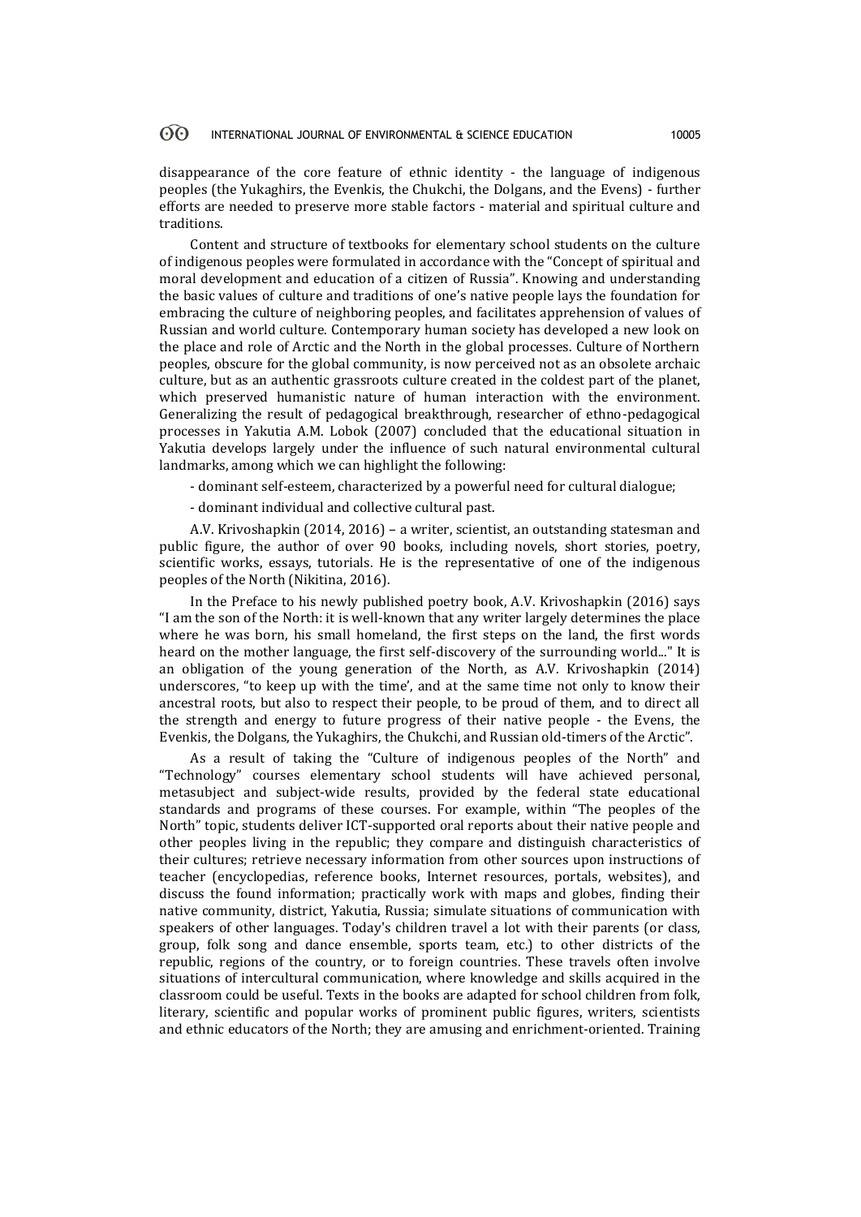disappearance of the core feature of ethnic identity - the language of indigenous peoples (the Yukaghirs, the Evenkis, the Chukchi, the Dolgans, and the Evens) - further efforts are needed to preserve more stable factors - material and spiritual culture and traditions.

Content and structure of textbooks for elementary school students on the culture of indigenous peoples were formulated in accordance with the "Concept of spiritual and moral development and education of a citizen of Russia". Knowing and understanding the basic values of culture and traditions of one's native people lays the foundation for embracing the culture of neighboring peoples, and facilitates apprehension of values of Russian and world culture. Contemporary human society has developed a new look on the place and role of Arctic and the North in the global processes. Culture of Northern peoples, obscure for the global community, is now perceived not as an obsolete archaic culture, but as an authentic grassroots culture created in the coldest part of the planet, which preserved humanistic nature of human interaction with the environment. Generalizing the result of pedagogical breakthrough, researcher of ethno-pedagogical processes in Yakutia A.M. Lobok (2007) concluded that the educational situation in Yakutia develops largely under the influence of such natural environmental cultural landmarks, among which we can highlight the following:

- dominant self-esteem, characterized by a powerful need for cultural dialogue;
- dominant individual and collective cultural past.

A.V. Krivoshapkin (2014, 2016) – a writer, scientist, an outstanding statesman and public figure, the author of over 90 books, including novels, short stories, poetry, scientific works, essays, tutorials. He is the representative of one of the indigenous peoples of the North (Nikitina, 2016).

In the Preface to his newly published poetry book, A.V. Krivoshapkin (2016) says "I am the son of the North: it is well-known that any writer largely determines the place where he was born, his small homeland, the first steps on the land, the first words heard on the mother language, the first self-discovery of the surrounding world..." It is an obligation of the young generation of the North, as A.V. Krivoshapkin (2014) underscores, "to keep up with the time', and at the same time not only to know their ancestral roots, but also to respect their people, to be proud of them, and to direct all the strength and energy to future progress of their native people - the Evens, the Evenkis, the Dolgans, the Yukaghirs, the Chukchi, and Russian old-timers of the Arctic".

As a result of taking the "Culture of indigenous peoples of the North" and "Technology" courses elementary school students will have achieved personal, metasubject and subject-wide results, provided by the federal state educational standards and programs of these courses. For example, within "The peoples of the North" topic, students deliver ICT-supported oral reports about their native people and other peoples living in the republic; they compare and distinguish characteristics of their cultures; retrieve necessary information from other sources upon instructions of teacher (encyclopedias, reference books, Internet resources, portals, websites), and discuss the found information; practically work with maps and globes, finding their native community, district, Yakutia, Russia; simulate situations of communication with speakers of other languages. Today's children travel a lot with their parents (or class, group, folk song and dance ensemble, sports team, etc.) to other districts of the republic, regions of the country, or to foreign countries. These travels often involve situations of intercultural communication, where knowledge and skills acquired in the classroom could be useful. Texts in the books are adapted for school children from folk, literary, scientific and popular works of prominent public figures, writers, scientists and ethnic educators of the North; they are amusing and enrichment-oriented. Training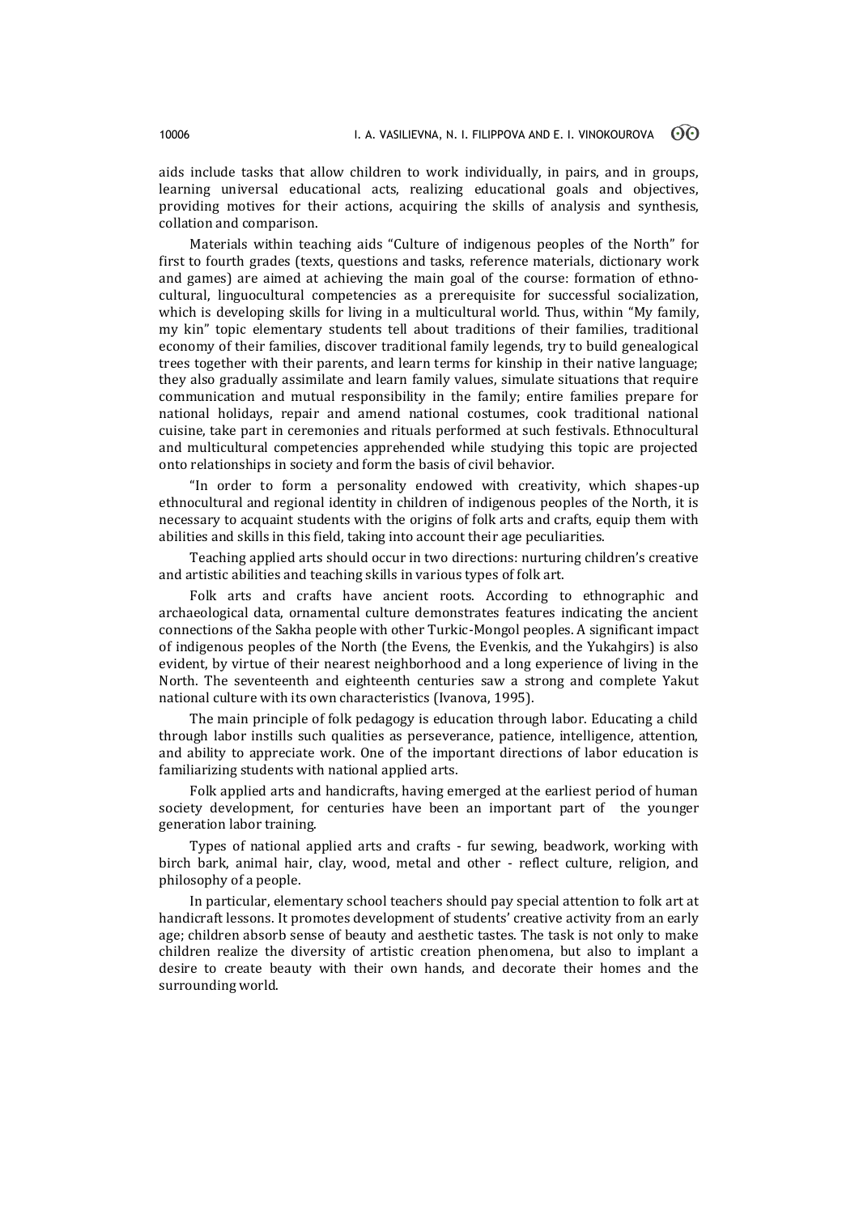aids include tasks that allow children to work individually, in pairs, and in groups, learning universal educational acts, realizing educational goals and objectives, providing motives for their actions, acquiring the skills of analysis and synthesis, collation and comparison.

Materials within teaching aids "Culture of indigenous peoples of the North" for first to fourth grades (texts, questions and tasks, reference materials, dictionary work and games) are aimed at achieving the main goal of the course: formation of ethno-cultural, linguocultural competencies as a prerequisite for successful socialization, which is developing skills for living in a multicultural world. Thus, within "My family, my kin" topic elementary students tell about traditions of their families, traditional economy of their families, discover traditional family legends, try to build genealogical trees together with their parents, and learn terms for kinship in their native language; they also gradually assimilate and learn family values, simulate situations that require communication and mutual responsibility in the family; entire families prepare for national holidays, repair and amend national costumes, cook traditional national cuisine, take part in ceremonies and rituals performed at such festivals. Ethnocultural and multicultural competencies apprehended while studying this topic are projected onto relationships in society and form the basis of civil behavior.

"In order to form a personality endowed with creativity, which shapes-up ethnocultural and regional identity in children of indigenous peoples of the North, it is necessary to acquaint students with the origins of folk arts and crafts, equip them with abilities and skills in this field, taking into account their age peculiarities.

Teaching applied arts should occur in two directions: nurturing children's creative and artistic abilities and teaching skills in various types of folk art.

Folk arts and crafts have ancient roots. According to ethnographic and archaeological data, ornamental culture demonstrates features indicating the ancient connections of the Sakha people with other Turkic-Mongol peoples. A significant impact of indigenous peoples of the North (the Evens, the Evenkis, and the Yukahgirs) is also evident, by virtue of their nearest neighborhood and a long experience of living in the North. The seventeenth and eighteenth centuries saw a strong and complete Yakut national culture with its own characteristics (Ivanova, 1995).

The main principle of folk pedagogy is education through labor. Educating a child through labor instills such qualities as perseverance, patience, intelligence, attention, and ability to appreciate work. One of the important directions of labor education is familiarizing students with national applied arts.

Folk applied arts and handicrafts, having emerged at the earliest period of human society development, for centuries have been an important part of the younger generation labor training.

Types of national applied arts and crafts - fur sewing, beadwork, working with birch bark, animal hair, clay, wood, metal and other - reflect culture, religion, and philosophy of a people.

In particular, elementary school teachers should pay special attention to folk art at handicraft lessons. It promotes development of students' creative activity from an early age; children absorb sense of beauty and aesthetic tastes. The task is not only to make children realize the diversity of artistic creation phenomena, but also to implant a desire to create beauty with their own hands, and decorate their homes and the surrounding world.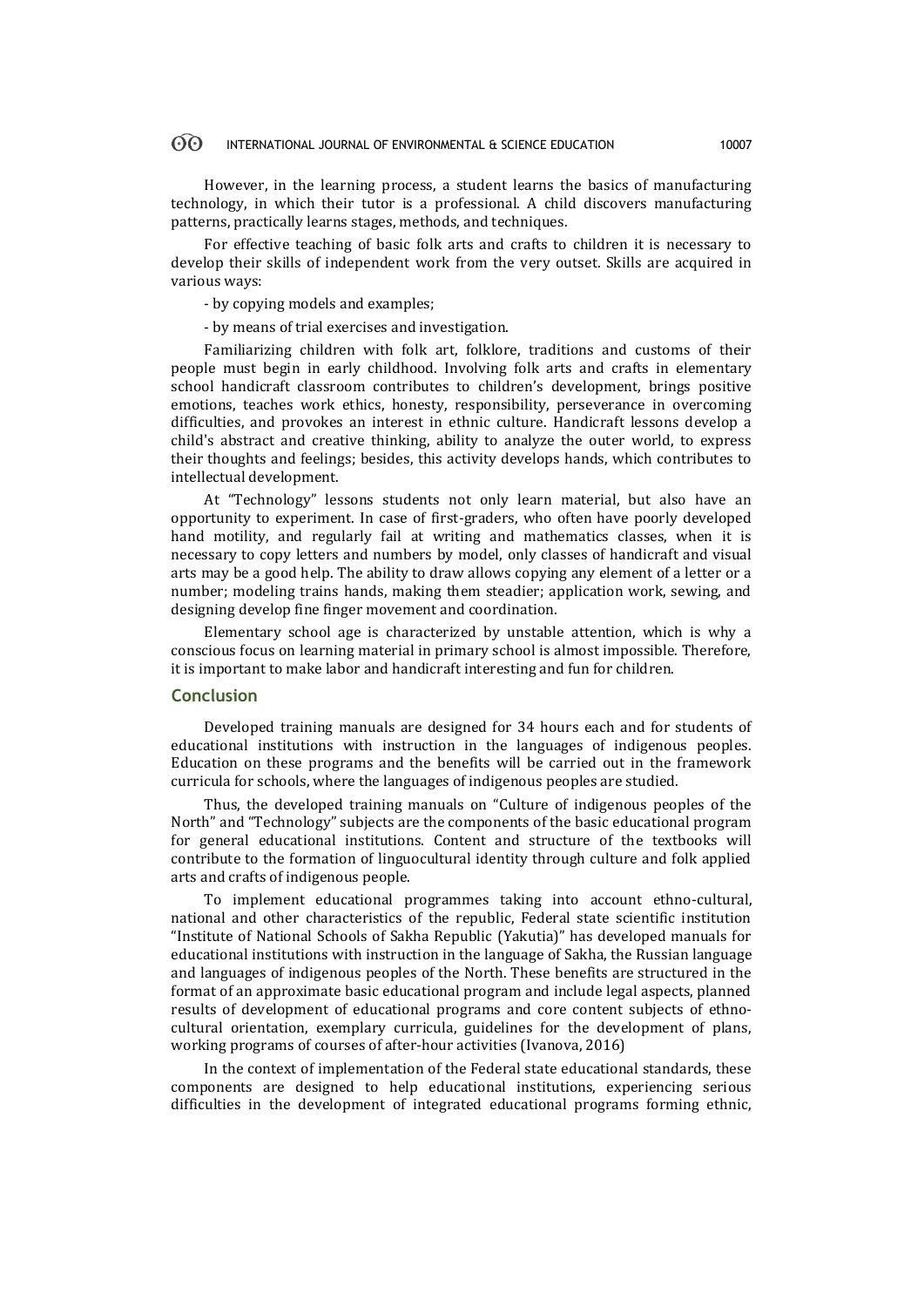However, in the learning process, a student learns the basics of manufacturing technology, in which their tutor is a professional. A child discovers manufacturing patterns, practically learns stages, methods, and techniques.

For effective teaching of basic folk arts and crafts to children it is necessary to develop their skills of independent work from the very outset. Skills are acquired in various ways:

- by copying models and examples;

- by means of trial exercises and investigation.

Familiarizing children with folk art, folklore, traditions and customs of their people must begin in early childhood. Involving folk arts and crafts in elementary school handicraft classroom contributes to children's development, brings positive emotions, teaches work ethics, honesty, responsibility, perseverance in overcoming difficulties, and provokes an interest in ethnic culture. Handicraft lessons develop a child's abstract and creative thinking, ability to analyze the outer world, to express their thoughts and feelings; besides, this activity develops hands, which contributes to intellectual development.

At "Technology" lessons students not only learn material, but also have an opportunity to experiment. In case of first-graders, who often have poorly developed hand motility, and regularly fail at writing and mathematics classes, when it is necessary to copy letters and numbers by model, only classes of handicraft and visual arts may be a good help. The ability to draw allows copying any element of a letter or a number; modeling trains hands, making them steadier; application work, sewing, and designing develop fine finger movement and coordination.

Elementary school age is characterized by unstable attention, which is why a conscious focus on learning material in primary school is almost impossible. Therefore, it is important to make labor and handicraft interesting and fun for children.

## Conclusion

Developed training manuals are designed for 34 hours each and for students of educational institutions with instruction in the languages of indigenous peoples. Education on these programs and the benefits will be carried out in the framework curricula for schools, where the languages of indigenous peoples are studied.

Thus, the developed training manuals on "Culture of indigenous peoples of the North" and "Technology" subjects are the components of the basic educational program for general educational institutions. Content and structure of the textbooks will contribute to the formation of linguocultural identity through culture and folk applied arts and crafts of indigenous people.

To implement educational programmes taking into account ethno-cultural, national and other characteristics of the republic, Federal state scientific institution "Institute of National Schools of Sakha Republic (Yakutia)" has developed manuals for educational institutions with instruction in the language of Sakha, the Russian language and languages of indigenous peoples of the North. These benefits are structured in the format of an approximate basic educational program and include legal aspects, planned results of development of educational programs and core content subjects of ethno-cultural orientation, exemplary curricula, guidelines for the development of plans, working programs of courses of after-hour activities (Ivanova, 2016)

In the context of implementation of the Federal state educational standards, these components are designed to help educational institutions, experiencing serious difficulties in the development of integrated educational programs forming ethnic,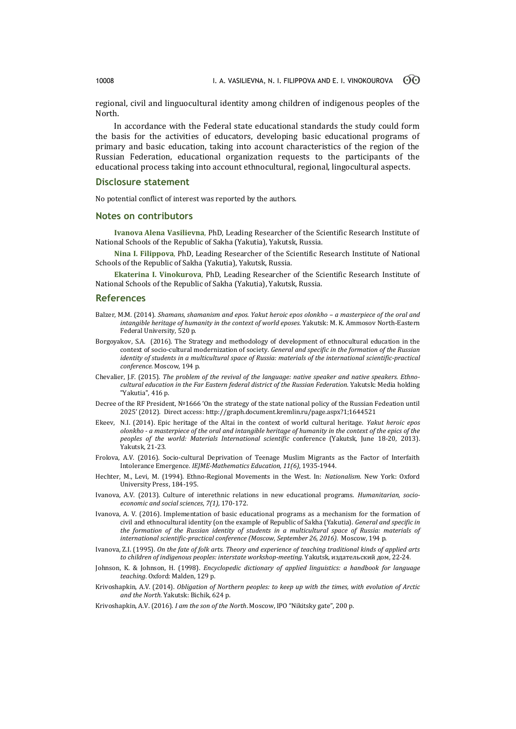regional, civil and linguocultural identity among children of indigenous peoples of the North.

In accordance with the Federal state educational standards the study could form the basis for the activities of educators, developing basic educational programs of primary and basic education, taking into account characteristics of the region of the Russian Federation, educational organization requests to the participants of the educational process taking into account ethnocultural, regional, lingocultural aspects.

## Disclosure statement

No potential conflict of interest was reported by the authors.

## Notes on contributors

**Ivanova Alena Vasilievna**, PhD, Leading Researcher of the Scientific Research Institute of National Schools of the Republic of Sakha (Yakutia), Yakutsk, Russia.

**Nina I. Filippova**, PhD, Leading Researcher of the Scientific Research Institute of National Schools of the Republic of Sakha (Yakutia), Yakutsk, Russia.

**Ekaterina I. Vinokurova**, PhD, Leading Researcher of the Scientific Research Institute of National Schools of the Republic of Sakha (Yakutia), Yakutsk, Russia.

## References

Balzer, M.M. (2014). *Shamans, shamanism and epos. Yakut heroic epos olonkho – a masterpiece of the oral and intangible heritage of humanity in the context of world eposes.* Yakutsk: M. K. Ammosov North-Eastern Federal University, 520 p.

Borgoyakov, S.A. (2016). The Strategy and methodology of development of ethnocultural education in the context of socio-cultural modernization of society. *General and specific in the formation of the Russian identity of students in a multicultural space of Russia: materials of the international scientific-practical conference.* Moscow, 194 p.

Chevalier, J.F. (2015). *The problem of the revival of the language: native speaker and native speakers. Ethno-cultural education in the Far Eastern federal district of the Russian Federation.* Yakutsk: Media holding "Yakutia", 416 p.

Decree of the RF President, №1666 'On the strategy of the state national policy of the Russian Fedeation until 2025' (2012). Direct access: http://graph.document.kremlin.ru/page.aspx?1;1644521

Ekeev, N.I. (2014). Epic heritage of the Altai in the context of world cultural heritage. *Yakut heroic epos olonkho - a masterpiece of the oral and intangible heritage of humanity in the context of the epics of the peoples of the world: Materials International scientific* conference (Yakutsk, June 18-20, 2013). Yakutsk, 21-23.

Frolova, A.V. (2016). Socio-cultural Deprivation of Teenage Muslim Migrants as the Factor of Interfaith Intolerance Emergence. *IEJME-Mathematics Education, 11(6)*, 1935-1944.

Hechter, M., Levi, M. (1994). Ethno-Regional Movements in the West. In: *Nationalism*. New York: Oxford University Press, 184-195.

Ivanova, A.V. (2013). Culture of interethnic relations in new educational programs. *Humanitarian, socio-economic and social sciences, 7(1),* 170-172.

Ivanova, A. V. (2016). Implementation of basic educational programs as a mechanism for the formation of civil and ethnocultural identity (on the example of Republic of Sakha (Yakutia). *General and specific in the formation of the Russian identity of students in a multicultural space of Russia: materials of international scientific-practical conference (Moscow, September 26, 2016).* Moscow, 194 p.

Ivanova, Z.I. (1995). *On the fate of folk arts. Theory and experience of teaching traditional kinds of applied arts to children of indigenous peoples: interstate workshop-meeting.* Yakutsk, издательский дом, 22-24.

Johnson, K. & Johnson, H. (1998). *Encyclopedic dictionary of applied linguistics: a handbook for language teaching*. Oxford: Malden, 129 p.

Krivoshapkin, A.V. (2014). *Obligation of Northern peoples: to keep up with the times, with evolution of Arctic and the North.* Yakutsk: Bichik, 624 p.

Krivoshapkin, A.V. (2016). *I am the son of the North*. Moscow, IPO "Nikitsky gate", 200 p.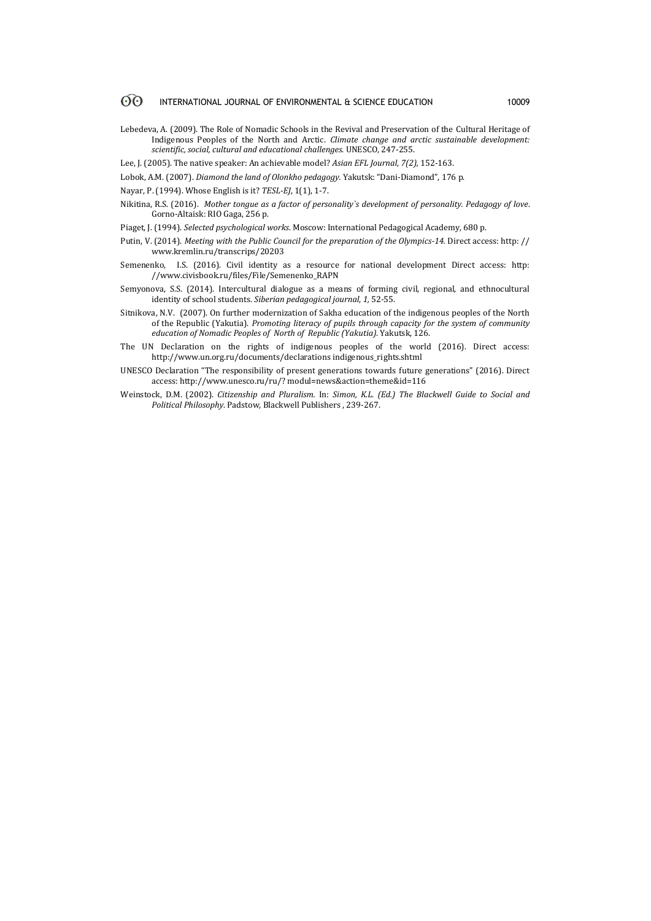Lebedeva, A. (2009). The Role of Nomadic Schools in the Revival and Preservation of the Cultural Heritage of Indigenous Peoples of the North and Arctic. *Climate change and arctic sustainable development: scientific, social, cultural and educational challenges.* UNESCO, 247-255.

Lee, J. (2005). The native speaker: An achievable model? *Asian EFL Journal, 7(2),* 152-163.

Lobok, A.M. (2007). *Diamond the land of Olonkho pedagogy.* Yakutsk: "Dani-Diamond", 176 p.

Nayar, P. (1994). Whose English is it? *TESL-EJ*, 1(1), 1-7.

Nikitina, R.S. (2016). *Mother tongue as a factor of personality`s development of personality. Pedagogy of love*. Gorno-Altaisk: RIO Gaga, 256 p.

Piaget, J. (1994). *Selected psychological works*. Moscow: International Pedagogical Academy, 680 p.

Putin, V. (2014). *Meeting with the Public Council for the preparation of the Olympics-14.* Direct access: http: // www.kremlin.ru/transcrips/20203

Semenenko, I.S. (2016). Civil identity as a resource for national development Direct access: http: //www.civisbook.ru/files/File/Semenenko_RAPN

Semyonova, S.S. (2014). Intercultural dialogue as a means of forming civil, regional, and ethnocultural identity of school students. *Siberian pedagogical journal*, *1,* 52-55.

Sitnikova, N.V. (2007). On further modernization of Sakha education of the indigenous peoples of the North of the Republic (Yakutia). *Promoting literacy of pupils through capacity for the system of community education of Nomadic Peoples of North of Republic (Yakutia)*. Yakutsk, 126.

The UN Declaration on the rights of indigenous peoples of the world (2016). Direct access: http://www.un.org.ru/documents/declarations indigenous_rights.shtml

UNESCO Declaration "The responsibility of present generations towards future generations" (2016). Direct access: http://www.unesco.ru/ru/? modul=news&action=theme&id=116

Weinstock, D.M. (2002). *Citizenship and Pluralism.* In: *Simon, K.L. (Ed.) The Blackwell Guide to Social and Political Philosophy*. Padstow, Blackwell Publishers , 239-267.